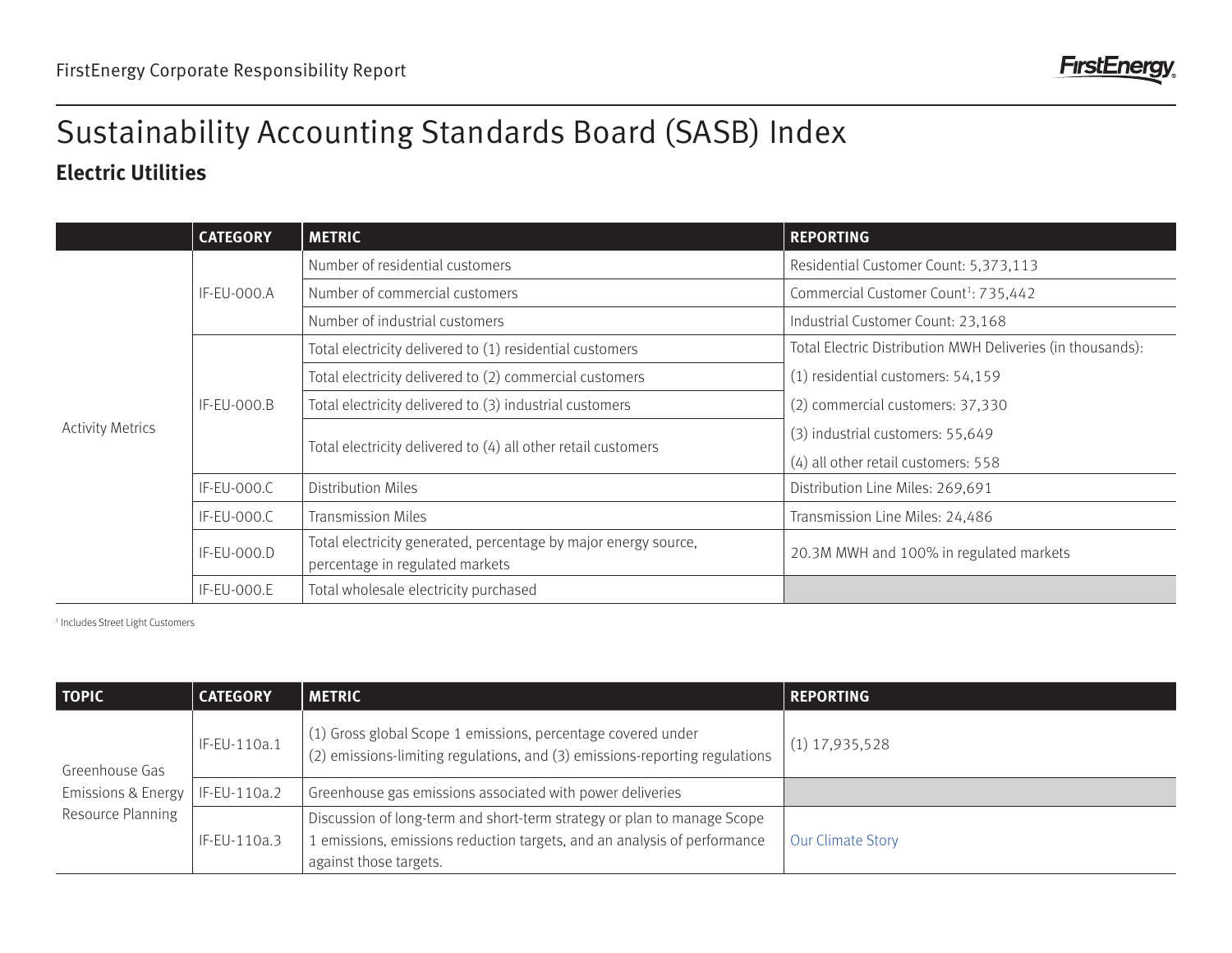# Sustainability Accounting Standards Board (SASB) Index

## Electric Utilities

| | CATEGORY | METRIC | REPORTING |
|---|---|---|---|
| Activity Metrics | IF-EU-000.A | Number of residential customers | Residential Customer Count: 5,373,113 |
| | | Number of commercial customers | Commercial Customer Count[1]: 735,442 |
| | | Number of industrial customers | Industrial Customer Count: 23,168 |
| | IF-EU-000.B | Total electricity delivered to (1) residential customers | Total Electric Distribution MWH Deliveries (in thousands): (1) residential customers: 54,159 |
| | | Total electricity delivered to (2) commercial customers | (2) commercial customers: 37,330 |
| | | Total electricity delivered to (3) industrial customers | (3) industrial customers: 55,649 |
| | | Total electricity delivered to (4) all other retail customers | (4) all other retail customers: 558 |
| | IF-EU-000.C | Distribution Miles | Distribution Line Miles: 269,691 |
| | IF-EU-000.C | Transmission Miles | Transmission Line Miles: 24,486 |
| | IF-EU-000.D | Total electricity generated, percentage by major energy source, percentage in regulated markets | 20.3M MWH and 100% in regulated markets |
| | IF-EU-000.E | Total wholesale electricity purchased | |

[1] Includes Street Light Customers

| TOPIC | CATEGORY | METRIC | REPORTING |
|---|---|---|---|
| Greenhouse Gas Emissions & Energy Resource Planning | IF-EU-110a.1 | (1) Gross global Scope 1 emissions, percentage covered under (2) emissions-limiting regulations, and (3) emissions-reporting regulations | (1) 17,935,528 |
| | IF-EU-110a.2 | Greenhouse gas emissions associated with power deliveries | |
| | IF-EU-110a.3 | Discussion of long-term and short-term strategy or plan to manage Scope 1 emissions, emissions reduction targets, and an analysis of performance against those targets. | Our Climate Story |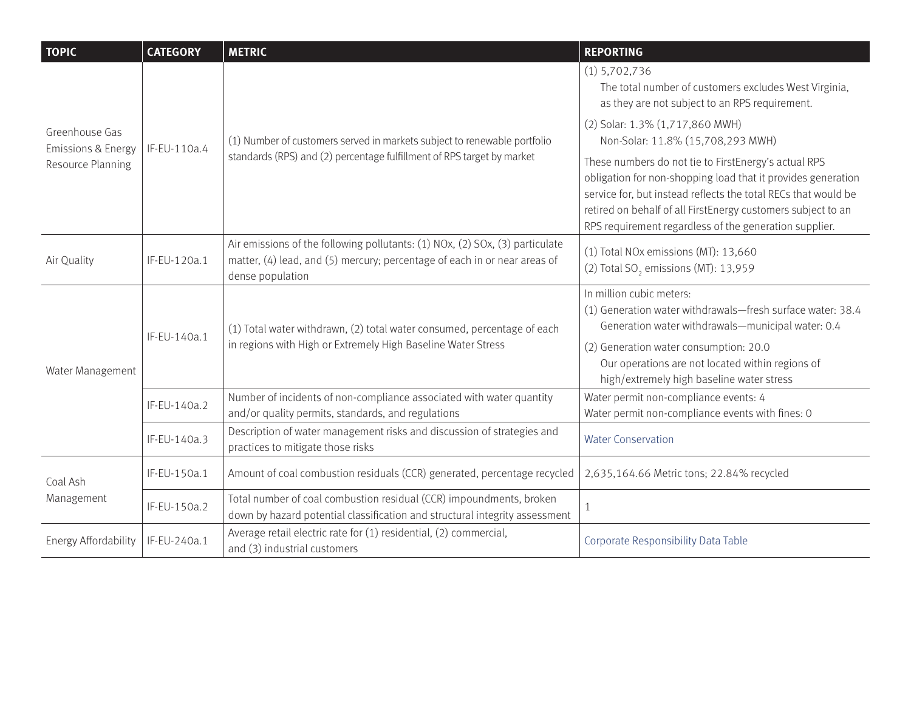| TOPIC | CATEGORY | METRIC | REPORTING |
|---|---|---|---|
| Greenhouse Gas Emissions & Energy Resource Planning | IF-EU-110a.4 | (1) Number of customers served in markets subject to renewable portfolio standards (RPS) and (2) percentage fulfillment of RPS target by market | (1) 5,702,736<br>The total number of customers excludes West Virginia, as they are not subject to an RPS requirement.<br>(2) Solar: 1.3% (1,717,860 MWH)<br>Non-Solar: 11.8% (15,708,293 MWH)<br>These numbers do not tie to FirstEnergy's actual RPS obligation for non-shopping load that it provides generation service for, but instead reflects the total RECs that would be retired on behalf of all FirstEnergy customers subject to an RPS requirement regardless of the generation supplier. |
| Air Quality | IF-EU-120a.1 | Air emissions of the following pollutants: (1) NOx, (2) SOx, (3) particulate matter, (4) lead, and (5) mercury; percentage of each in or near areas of dense population | (1) Total NOx emissions (MT): 13,660<br>(2) Total $SO_2$ emissions (MT): 13,959 |
| Water Management | IF-EU-140a.1 | (1) Total water withdrawn, (2) total water consumed, percentage of each in regions with High or Extremely High Baseline Water Stress | In million cubic meters:<br>(1) Generation water withdrawals—fresh surface water: 38.4<br>Generation water withdrawals—municipal water: 0.4<br>(2) Generation water consumption: 20.0<br>Our operations are not located within regions of high/extremely high baseline water stress |
| | IF-EU-140a.2 | Number of incidents of non-compliance associated with water quantity and/or quality permits, standards, and regulations | Water permit non-compliance events: 4<br>Water permit non-compliance events with fines: 0 |
| | IF-EU-140a.3 | Description of water management risks and discussion of strategies and practices to mitigate those risks | Water Conservation |
| Coal Ash Management | IF-EU-150a.1 | Amount of coal combustion residuals (CCR) generated, percentage recycled | 2,635,164.66 Metric tons; 22.84% recycled |
| | IF-EU-150a.2 | Total number of coal combustion residual (CCR) impoundments, broken down by hazard potential classification and structural integrity assessment | 1 |
| Energy Affordability | IF-EU-240a.1 | Average retail electric rate for (1) residential, (2) commercial, and (3) industrial customers | Corporate Responsibility Data Table |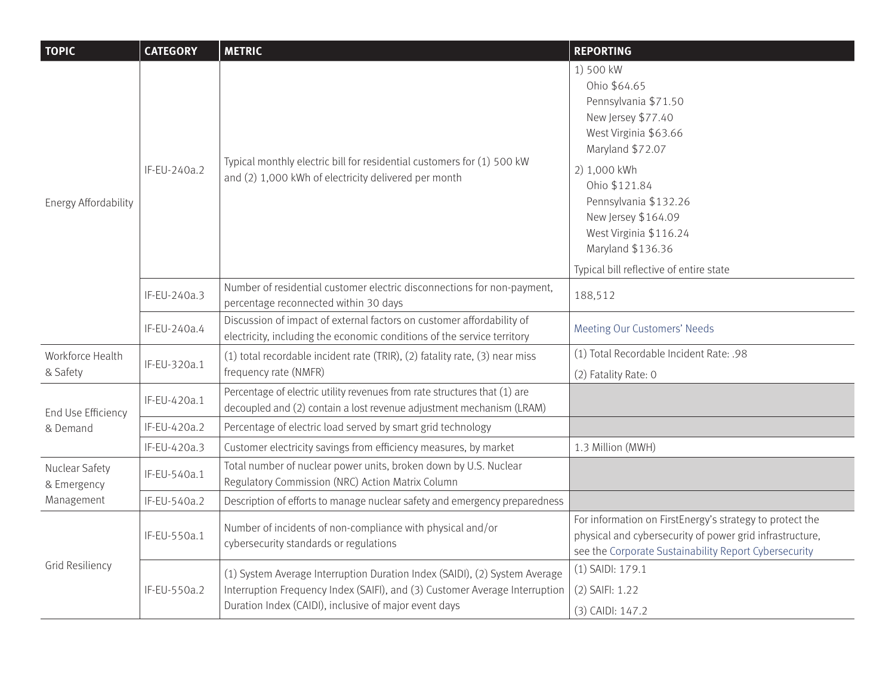| TOPIC | CATEGORY | METRIC | REPORTING |
|---|---|---|---|
| Energy Affordability | IF-EU-240a.2 | Typical monthly electric bill for residential customers for (1) 500 kW and (2) 1,000 kWh of electricity delivered per month | 1) 500 kW<br>Ohio $64.65<br>Pennsylvania $71.50<br>New Jersey $77.40<br>West Virginia $63.66<br>Maryland $72.07<br>2) 1,000 kWh<br>Ohio $121.84<br>Pennsylvania $132.26<br>New Jersey $164.09<br>West Virginia $116.24<br>Maryland $136.36<br>Typical bill reflective of entire state |
| | IF-EU-240a.3 | Number of residential customer electric disconnections for non-payment, percentage reconnected within 30 days | 188,512 |
| | IF-EU-240a.4 | Discussion of impact of external factors on customer affordability of electricity, including the economic conditions of the service territory | Meeting Our Customers' Needs |
| Workforce Health & Safety | IF-EU-320a.1 | (1) total recordable incident rate (TRIR), (2) fatality rate, (3) near miss frequency rate (NMFR) | (1) Total Recordable Incident Rate: .98<br>(2) Fatality Rate: 0 |
| End Use Efficiency & Demand | IF-EU-420a.1 | Percentage of electric utility revenues from rate structures that (1) are decoupled and (2) contain a lost revenue adjustment mechanism (LRAM) | |
| | IF-EU-420a.2 | Percentage of electric load served by smart grid technology | |
| | IF-EU-420a.3 | Customer electricity savings from efficiency measures, by market | 1.3 Million (MWH) |
| Nuclear Safety & Emergency Management | IF-EU-540a.1 | Total number of nuclear power units, broken down by U.S. Nuclear Regulatory Commission (NRC) Action Matrix Column | |
| | IF-EU-540a.2 | Description of efforts to manage nuclear safety and emergency preparedness | |
| Grid Resiliency | IF-EU-550a.1 | Number of incidents of non-compliance with physical and/or cybersecurity standards or regulations | For information on FirstEnergy's strategy to protect the physical and cybersecurity of power grid infrastructure, see the Corporate Sustainability Report Cybersecurity |
| | IF-EU-550a.2 | (1) System Average Interruption Duration Index (SAIDI), (2) System Average Interruption Frequency Index (SAIFI), and (3) Customer Average Interruption Duration Index (CAIDI), inclusive of major event days | (1) SAIDI: 179.1<br>(2) SAIFI: 1.22<br>(3) CAIDI: 147.2 |